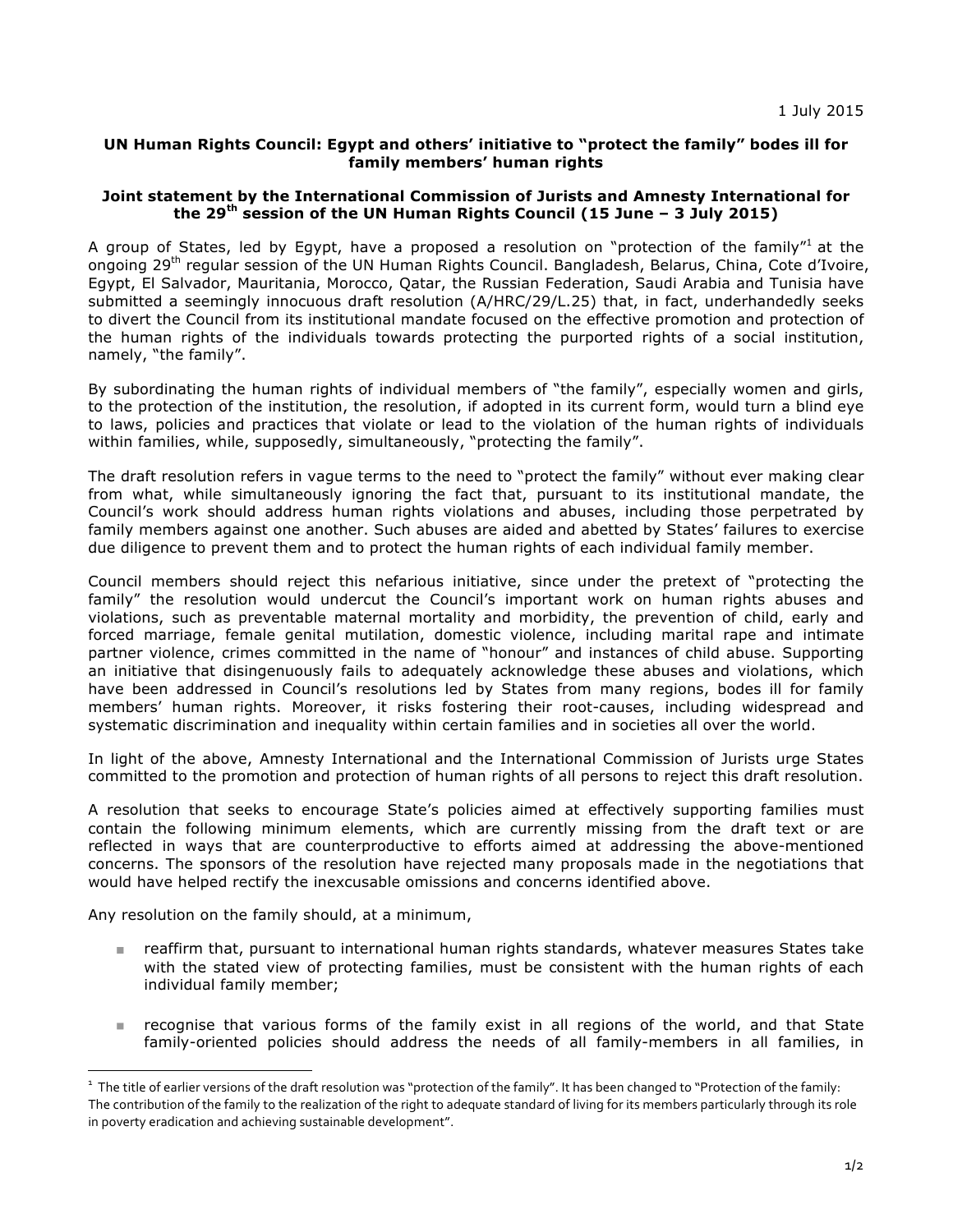1 July 2015

**UN Human Rights Council: Egypt and others' initiative to "protect the family" bodes ill for family members' human rights**

**Joint statement by the International Commission of Jurists and Amnesty International for the 29th session of the UN Human Rights Council (15 June – 3 July 2015)**

A group of States, led by Egypt, have a proposed a resolution on "protection of the family"[1] at the ongoing 29th regular session of the UN Human Rights Council. Bangladesh, Belarus, China, Cote d'Ivoire, Egypt, El Salvador, Mauritania, Morocco, Qatar, the Russian Federation, Saudi Arabia and Tunisia have submitted a seemingly innocuous draft resolution (A/HRC/29/L.25) that, in fact, underhandedly seeks to divert the Council from its institutional mandate focused on the effective promotion and protection of the human rights of the individuals towards protecting the purported rights of a social institution, namely, "the family".

By subordinating the human rights of individual members of "the family", especially women and girls, to the protection of the institution, the resolution, if adopted in its current form, would turn a blind eye to laws, policies and practices that violate or lead to the violation of the human rights of individuals within families, while, supposedly, simultaneously, "protecting the family".

The draft resolution refers in vague terms to the need to "protect the family" without ever making clear from what, while simultaneously ignoring the fact that, pursuant to its institutional mandate, the Council's work should address human rights violations and abuses, including those perpetrated by family members against one another. Such abuses are aided and abetted by States' failures to exercise due diligence to prevent them and to protect the human rights of each individual family member.

Council members should reject this nefarious initiative, since under the pretext of "protecting the family" the resolution would undercut the Council's important work on human rights abuses and violations, such as preventable maternal mortality and morbidity, the prevention of child, early and forced marriage, female genital mutilation, domestic violence, including marital rape and intimate partner violence, crimes committed in the name of "honour" and instances of child abuse. Supporting an initiative that disingenuously fails to adequately acknowledge these abuses and violations, which have been addressed in Council's resolutions led by States from many regions, bodes ill for family members' human rights. Moreover, it risks fostering their root-causes, including widespread and systematic discrimination and inequality within certain families and in societies all over the world.

In light of the above, Amnesty International and the International Commission of Jurists urge States committed to the promotion and protection of human rights of all persons to reject this draft resolution.

A resolution that seeks to encourage State's policies aimed at effectively supporting families must contain the following minimum elements, which are currently missing from the draft text or are reflected in ways that are counterproductive to efforts aimed at addressing the above-mentioned concerns. The sponsors of the resolution have rejected many proposals made in the negotiations that would have helped rectify the inexcusable omissions and concerns identified above.

Any resolution on the family should, at a minimum,

- reaffirm that, pursuant to international human rights standards, whatever measures States take with the stated view of protecting families, must be consistent with the human rights of each individual family member;
- recognise that various forms of the family exist in all regions of the world, and that State family-oriented policies should address the needs of all family-members in all families, in

[1] The title of earlier versions of the draft resolution was "protection of the family". It has been changed to "Protection of the family: The contribution of the family to the realization of the right to adequate standard of living for its members particularly through its role in poverty eradication and achieving sustainable development".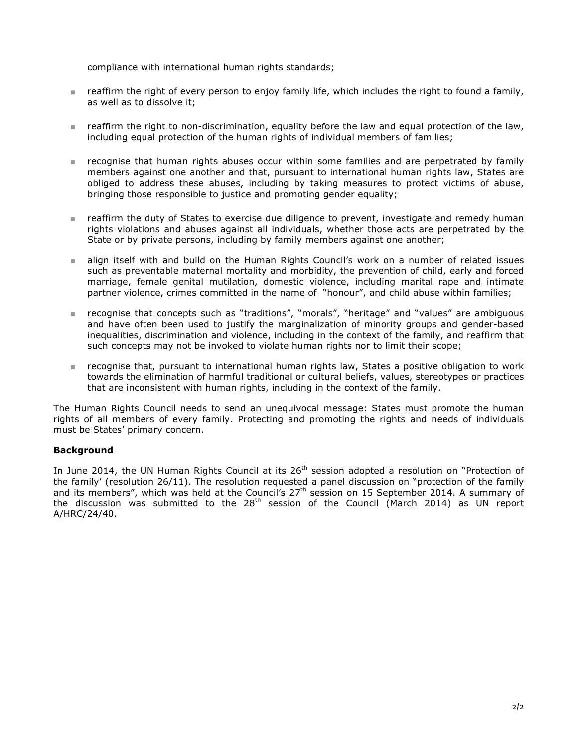compliance with international human rights standards;

- reaffirm the right of every person to enjoy family life, which includes the right to found a family, as well as to dissolve it;
- reaffirm the right to non-discrimination, equality before the law and equal protection of the law, including equal protection of the human rights of individual members of families;
- recognise that human rights abuses occur within some families and are perpetrated by family members against one another and that, pursuant to international human rights law, States are obliged to address these abuses, including by taking measures to protect victims of abuse, bringing those responsible to justice and promoting gender equality;
- reaffirm the duty of States to exercise due diligence to prevent, investigate and remedy human rights violations and abuses against all individuals, whether those acts are perpetrated by the State or by private persons, including by family members against one another;
- align itself with and build on the Human Rights Council's work on a number of related issues such as preventable maternal mortality and morbidity, the prevention of child, early and forced marriage, female genital mutilation, domestic violence, including marital rape and intimate partner violence, crimes committed in the name of "honour", and child abuse within families;
- recognise that concepts such as "traditions", "morals", "heritage" and "values" are ambiguous and have often been used to justify the marginalization of minority groups and gender-based inequalities, discrimination and violence, including in the context of the family, and reaffirm that such concepts may not be invoked to violate human rights nor to limit their scope;
- recognise that, pursuant to international human rights law, States a positive obligation to work towards the elimination of harmful traditional or cultural beliefs, values, stereotypes or practices that are inconsistent with human rights, including in the context of the family.

The Human Rights Council needs to send an unequivocal message: States must promote the human rights of all members of every family. Protecting and promoting the rights and needs of individuals must be States' primary concern.

**Background**

In June 2014, the UN Human Rights Council at its 26th session adopted a resolution on "Protection of the family' (resolution 26/11). The resolution requested a panel discussion on "protection of the family and its members", which was held at the Council's 27th session on 15 September 2014. A summary of the discussion was submitted to the 28th session of the Council (March 2014) as UN report A/HRC/24/40.